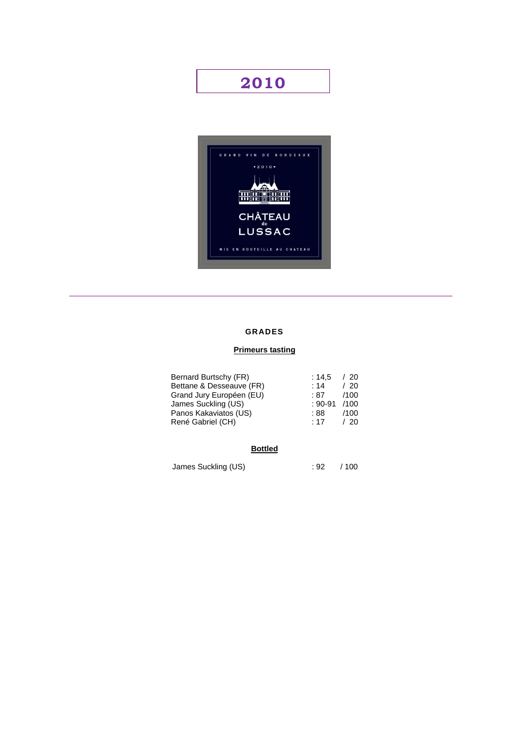# 2010

---

## GRADES

**Primeurs tasting**

| | | |
|---|---|---|
| Bernard Burtschy (FR) | : 14,5 | / 20 |
| Bettane & Desseauve (FR) | : 14 | / 20 |
| Grand Jury Européen (EU) | : 87 | /100 |
| James Suckling (US) | : 90-91 | /100 |
| Panos Kakaviatos (US) | : 88 | /100 |
| René Gabriel (CH) | : 17 | / 20 |

**Bottled**

| | | |
|---|---|---|
| James Suckling (US) | : 92 | / 100 |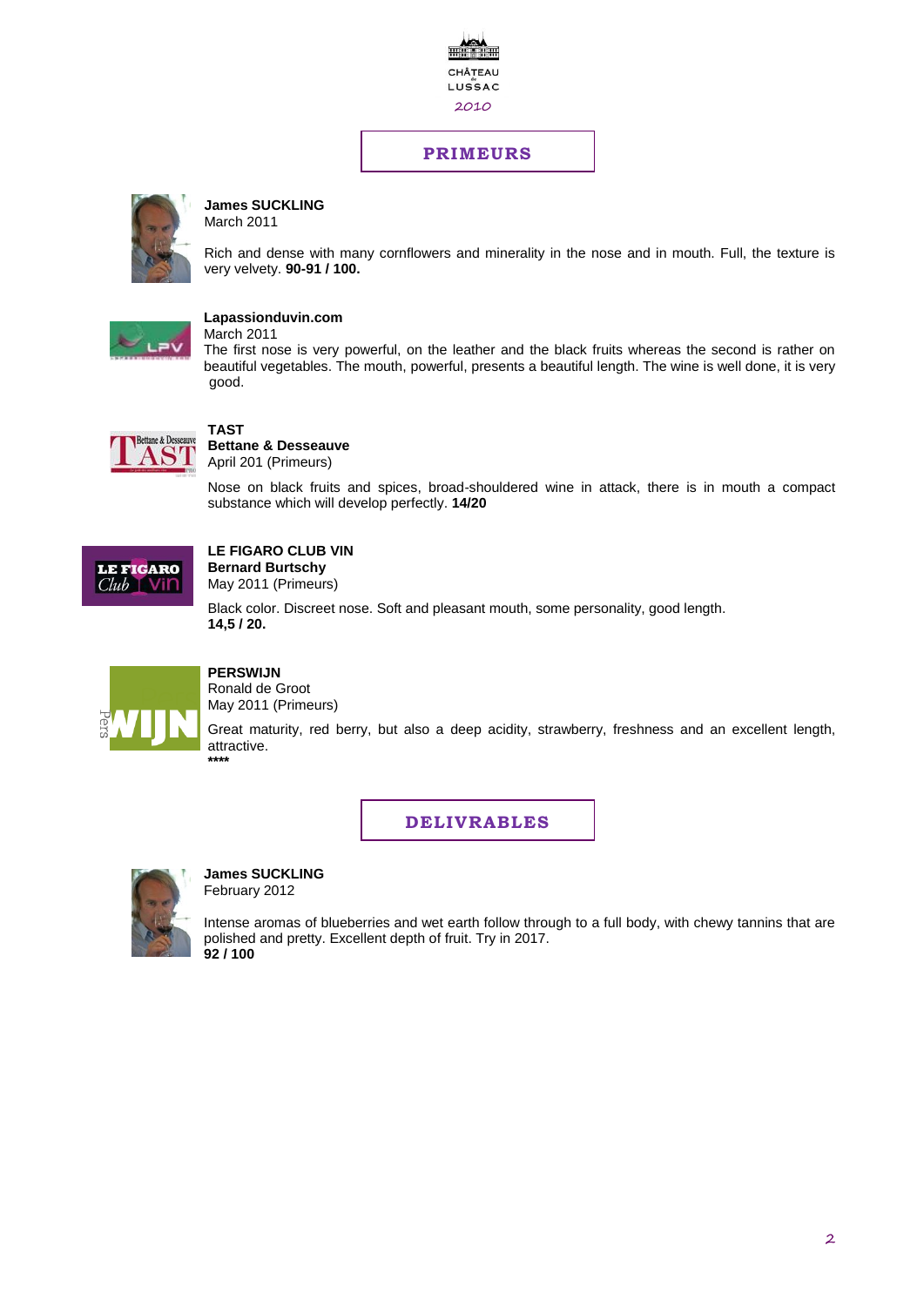CHÂTEAU de LUSSAC

2010

## PRIMEURS

**James SUCKLING**
March 2011

Rich and dense with many cornflowers and minerality in the nose and in mouth. Full, the texture is very velvety. **90-91 / 100.**

**Lapassionduvin.com**
March 2011
The first nose is very powerful, on the leather and the black fruits whereas the second is rather on beautiful vegetables. The mouth, powerful, presents a beautiful length. The wine is well done, it is very good.

**TAST**
**Bettane & Desseauve**
April 201 (Primeurs)

Nose on black fruits and spices, broad-shouldered wine in attack, there is in mouth a compact substance which will develop perfectly. **14/20**

**LE FIGARO CLUB VIN**
**Bernard Burtschy**
May 2011 (Primeurs)

Black color. Discreet nose. Soft and pleasant mouth, some personality, good length.
**14,5 / 20.**

**PERSWIJN**
Ronald de Groot
May 2011 (Primeurs)

Great maturity, red berry, but also a deep acidity, strawberry, freshness and an excellent length, attractive.
**\*\*\*\***

## DELIVRABLES

**James SUCKLING**
February 2012

Intense aromas of blueberries and wet earth follow through to a full body, with chewy tannins that are polished and pretty. Excellent depth of fruit. Try in 2017.
**92 / 100**